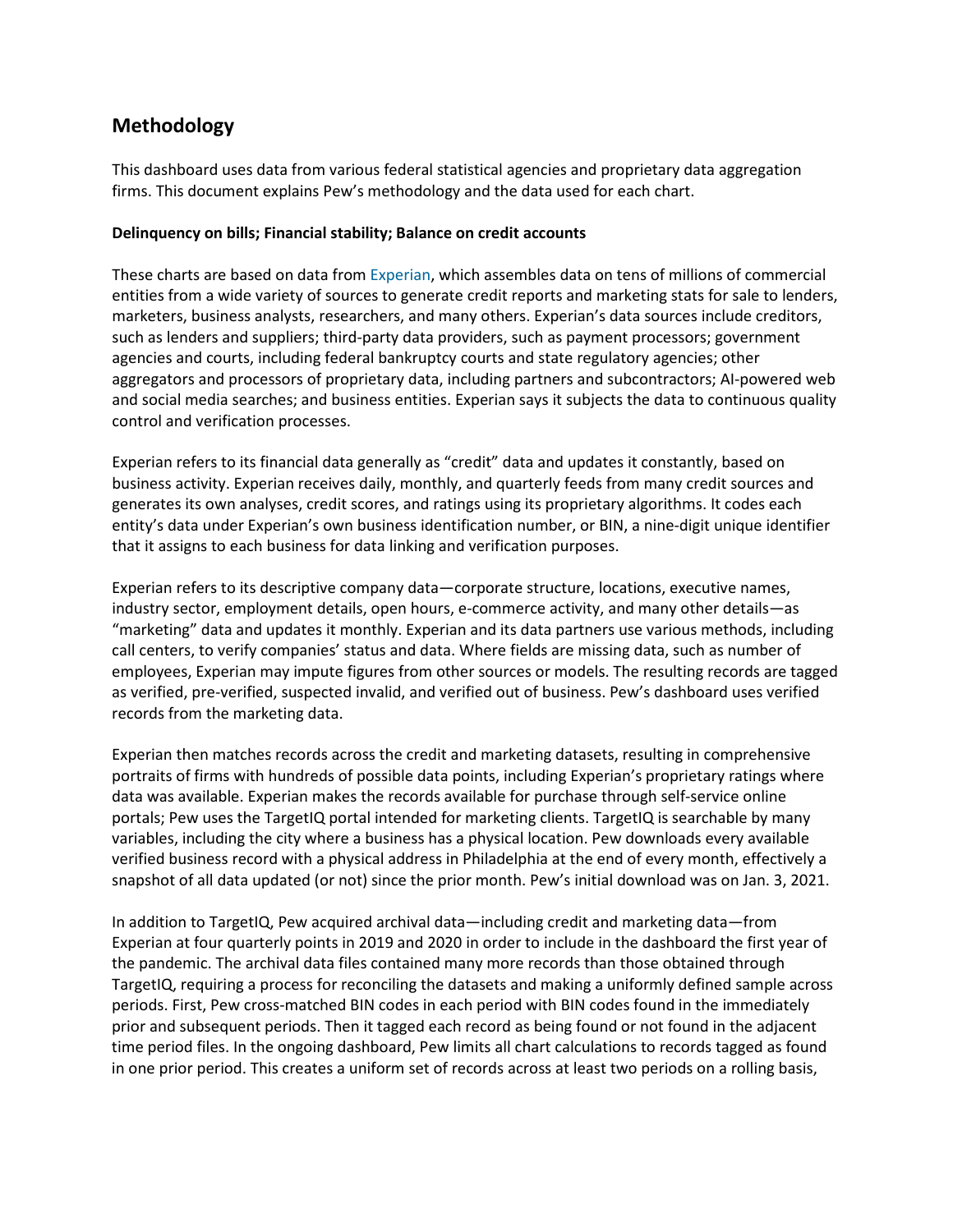## Methodology

This dashboard uses data from various federal statistical agencies and proprietary data aggregation firms. This document explains Pew's methodology and the data used for each chart.

**Delinquency on bills; Financial stability; Balance on credit accounts**

These charts are based on data from Experian, which assembles data on tens of millions of commercial entities from a wide variety of sources to generate credit reports and marketing stats for sale to lenders, marketers, business analysts, researchers, and many others. Experian's data sources include creditors, such as lenders and suppliers; third-party data providers, such as payment processors; government agencies and courts, including federal bankruptcy courts and state regulatory agencies; other aggregators and processors of proprietary data, including partners and subcontractors; AI-powered web and social media searches; and business entities. Experian says it subjects the data to continuous quality control and verification processes.

Experian refers to its financial data generally as "credit" data and updates it constantly, based on business activity. Experian receives daily, monthly, and quarterly feeds from many credit sources and generates its own analyses, credit scores, and ratings using its proprietary algorithms. It codes each entity's data under Experian's own business identification number, or BIN, a nine-digit unique identifier that it assigns to each business for data linking and verification purposes.

Experian refers to its descriptive company data—corporate structure, locations, executive names, industry sector, employment details, open hours, e-commerce activity, and many other details—as "marketing" data and updates it monthly. Experian and its data partners use various methods, including call centers, to verify companies' status and data. Where fields are missing data, such as number of employees, Experian may impute figures from other sources or models. The resulting records are tagged as verified, pre-verified, suspected invalid, and verified out of business. Pew's dashboard uses verified records from the marketing data.

Experian then matches records across the credit and marketing datasets, resulting in comprehensive portraits of firms with hundreds of possible data points, including Experian's proprietary ratings where data was available. Experian makes the records available for purchase through self-service online portals; Pew uses the TargetIQ portal intended for marketing clients. TargetIQ is searchable by many variables, including the city where a business has a physical location. Pew downloads every available verified business record with a physical address in Philadelphia at the end of every month, effectively a snapshot of all data updated (or not) since the prior month. Pew's initial download was on Jan. 3, 2021.

In addition to TargetIQ, Pew acquired archival data—including credit and marketing data—from Experian at four quarterly points in 2019 and 2020 in order to include in the dashboard the first year of the pandemic. The archival data files contained many more records than those obtained through TargetIQ, requiring a process for reconciling the datasets and making a uniformly defined sample across periods. First, Pew cross-matched BIN codes in each period with BIN codes found in the immediately prior and subsequent periods. Then it tagged each record as being found or not found in the adjacent time period files. In the ongoing dashboard, Pew limits all chart calculations to records tagged as found in one prior period. This creates a uniform set of records across at least two periods on a rolling basis,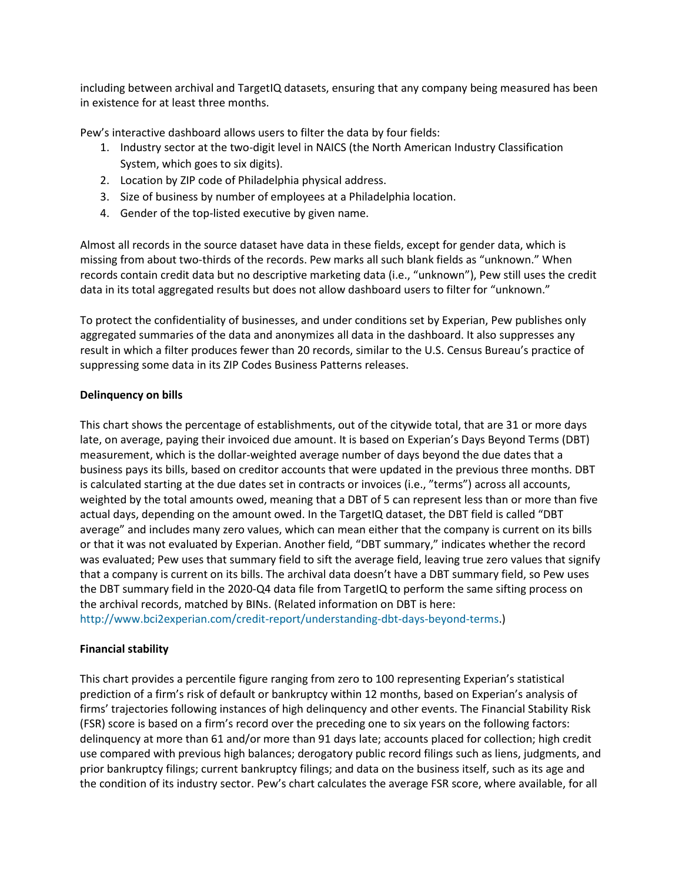including between archival and TargetIQ datasets, ensuring that any company being measured has been in existence for at least three months.

Pew's interactive dashboard allows users to filter the data by four fields:

1. Industry sector at the two-digit level in NAICS (the North American Industry Classification System, which goes to six digits).
2. Location by ZIP code of Philadelphia physical address.
3. Size of business by number of employees at a Philadelphia location.
4. Gender of the top-listed executive by given name.

Almost all records in the source dataset have data in these fields, except for gender data, which is missing from about two-thirds of the records. Pew marks all such blank fields as "unknown." When records contain credit data but no descriptive marketing data (i.e., "unknown"), Pew still uses the credit data in its total aggregated results but does not allow dashboard users to filter for "unknown."

To protect the confidentiality of businesses, and under conditions set by Experian, Pew publishes only aggregated summaries of the data and anonymizes all data in the dashboard. It also suppresses any result in which a filter produces fewer than 20 records, similar to the U.S. Census Bureau's practice of suppressing some data in its ZIP Codes Business Patterns releases.

**Delinquency on bills**

This chart shows the percentage of establishments, out of the citywide total, that are 31 or more days late, on average, paying their invoiced due amount. It is based on Experian's Days Beyond Terms (DBT) measurement, which is the dollar-weighted average number of days beyond the due dates that a business pays its bills, based on creditor accounts that were updated in the previous three months. DBT is calculated starting at the due dates set in contracts or invoices (i.e., "terms") across all accounts, weighted by the total amounts owed, meaning that a DBT of 5 can represent less than or more than five actual days, depending on the amount owed. In the TargetIQ dataset, the DBT field is called "DBT average" and includes many zero values, which can mean either that the company is current on its bills or that it was not evaluated by Experian. Another field, "DBT summary," indicates whether the record was evaluated; Pew uses that summary field to sift the average field, leaving true zero values that signify that a company is current on its bills. The archival data doesn't have a DBT summary field, so Pew uses the DBT summary field in the 2020-Q4 data file from TargetIQ to perform the same sifting process on the archival records, matched by BINs. (Related information on DBT is here: http://www.bci2experian.com/credit-report/understanding-dbt-days-beyond-terms.)

**Financial stability**

This chart provides a percentile figure ranging from zero to 100 representing Experian's statistical prediction of a firm's risk of default or bankruptcy within 12 months, based on Experian's analysis of firms' trajectories following instances of high delinquency and other events. The Financial Stability Risk (FSR) score is based on a firm's record over the preceding one to six years on the following factors: delinquency at more than 61 and/or more than 91 days late; accounts placed for collection; high credit use compared with previous high balances; derogatory public record filings such as liens, judgments, and prior bankruptcy filings; current bankruptcy filings; and data on the business itself, such as its age and the condition of its industry sector. Pew's chart calculates the average FSR score, where available, for all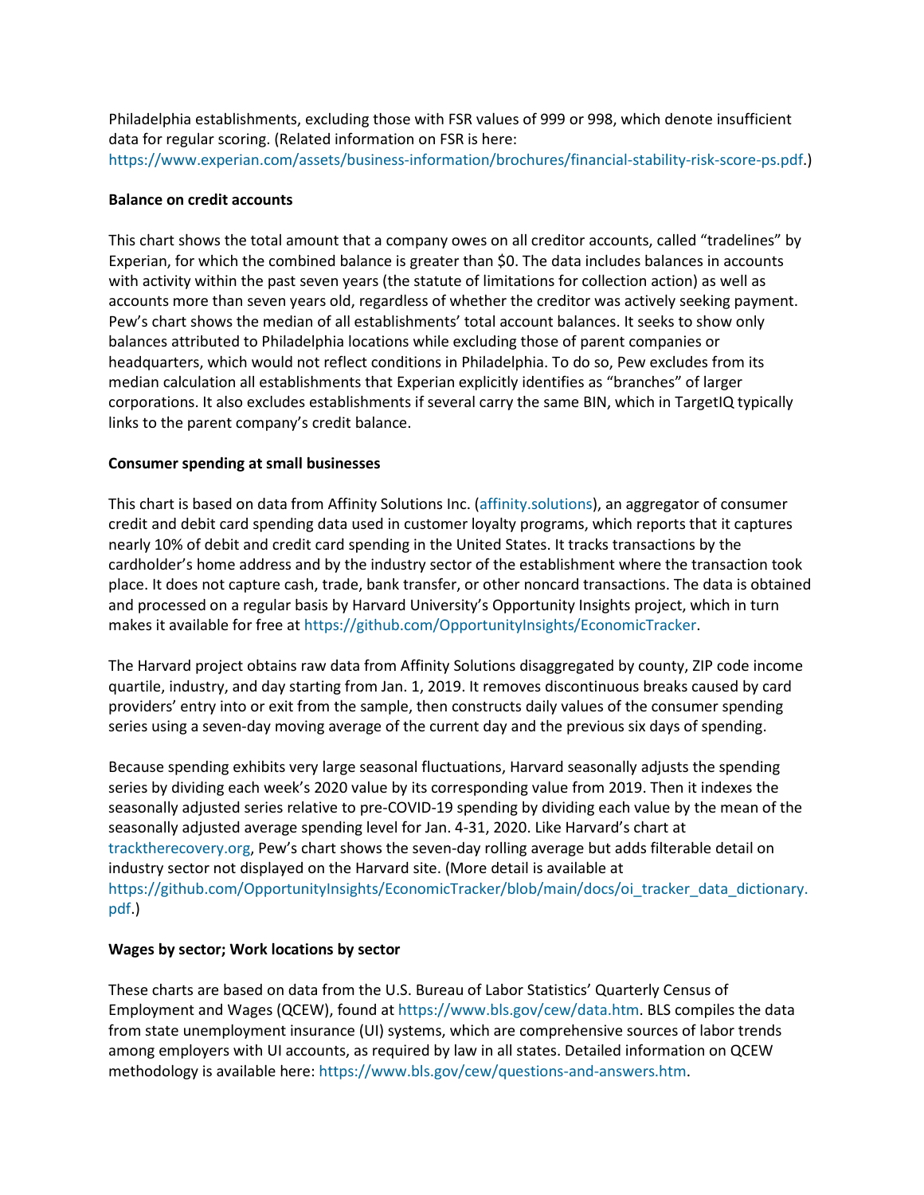Philadelphia establishments, excluding those with FSR values of 999 or 998, which denote insufficient data for regular scoring. (Related information on FSR is here: https://www.experian.com/assets/business-information/brochures/financial-stability-risk-score-ps.pdf.)

**Balance on credit accounts**

This chart shows the total amount that a company owes on all creditor accounts, called "tradelines" by Experian, for which the combined balance is greater than $0. The data includes balances in accounts with activity within the past seven years (the statute of limitations for collection action) as well as accounts more than seven years old, regardless of whether the creditor was actively seeking payment. Pew's chart shows the median of all establishments' total account balances. It seeks to show only balances attributed to Philadelphia locations while excluding those of parent companies or headquarters, which would not reflect conditions in Philadelphia. To do so, Pew excludes from its median calculation all establishments that Experian explicitly identifies as "branches" of larger corporations. It also excludes establishments if several carry the same BIN, which in TargetIQ typically links to the parent company's credit balance.

**Consumer spending at small businesses**

This chart is based on data from Affinity Solutions Inc. (affinity.solutions), an aggregator of consumer credit and debit card spending data used in customer loyalty programs, which reports that it captures nearly 10% of debit and credit card spending in the United States. It tracks transactions by the cardholder's home address and by the industry sector of the establishment where the transaction took place. It does not capture cash, trade, bank transfer, or other noncard transactions. The data is obtained and processed on a regular basis by Harvard University's Opportunity Insights project, which in turn makes it available for free at https://github.com/OpportunityInsights/EconomicTracker.

The Harvard project obtains raw data from Affinity Solutions disaggregated by county, ZIP code income quartile, industry, and day starting from Jan. 1, 2019. It removes discontinuous breaks caused by card providers' entry into or exit from the sample, then constructs daily values of the consumer spending series using a seven-day moving average of the current day and the previous six days of spending.

Because spending exhibits very large seasonal fluctuations, Harvard seasonally adjusts the spending series by dividing each week's 2020 value by its corresponding value from 2019. Then it indexes the seasonally adjusted series relative to pre-COVID-19 spending by dividing each value by the mean of the seasonally adjusted average spending level for Jan. 4-31, 2020. Like Harvard's chart at tracktherecovery.org, Pew's chart shows the seven-day rolling average but adds filterable detail on industry sector not displayed on the Harvard site. (More detail is available at https://github.com/OpportunityInsights/EconomicTracker/blob/main/docs/oi_tracker_data_dictionary.pdf.)

**Wages by sector; Work locations by sector**

These charts are based on data from the U.S. Bureau of Labor Statistics' Quarterly Census of Employment and Wages (QCEW), found at https://www.bls.gov/cew/data.htm. BLS compiles the data from state unemployment insurance (UI) systems, which are comprehensive sources of labor trends among employers with UI accounts, as required by law in all states. Detailed information on QCEW methodology is available here: https://www.bls.gov/cew/questions-and-answers.htm.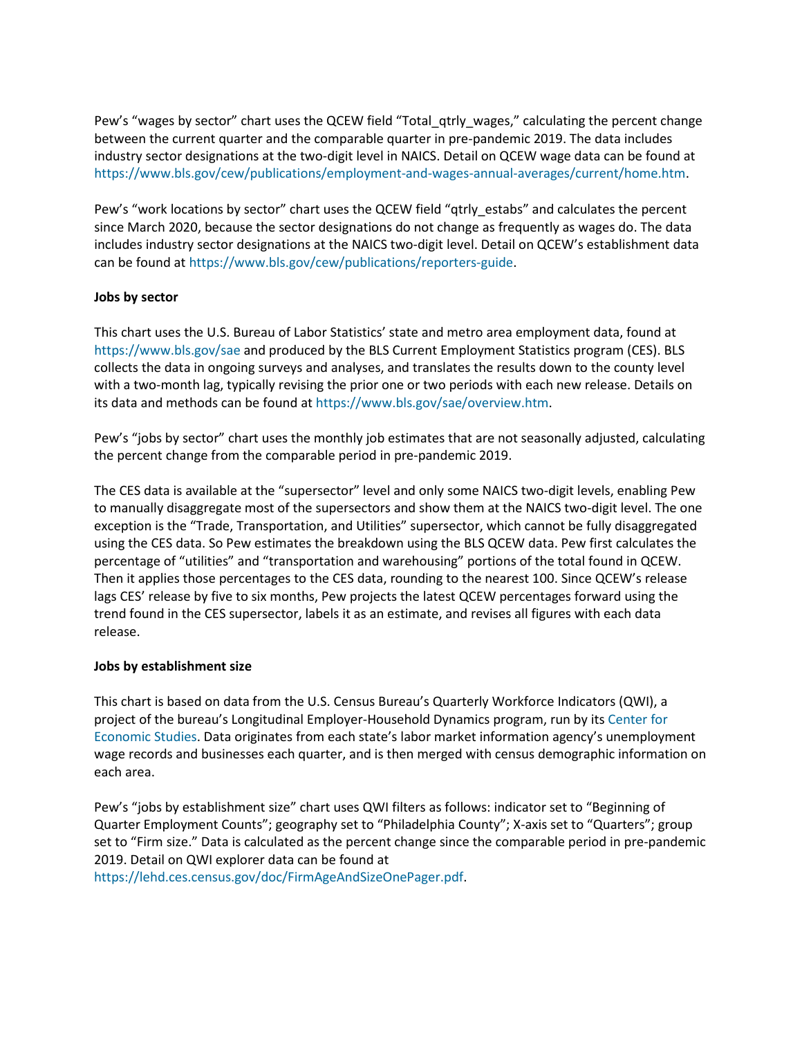Pew's "wages by sector" chart uses the QCEW field "Total_qtrly_wages," calculating the percent change between the current quarter and the comparable quarter in pre-pandemic 2019. The data includes industry sector designations at the two-digit level in NAICS. Detail on QCEW wage data can be found at https://www.bls.gov/cew/publications/employment-and-wages-annual-averages/current/home.htm.

Pew's "work locations by sector" chart uses the QCEW field "qtrly_estabs" and calculates the percent since March 2020, because the sector designations do not change as frequently as wages do. The data includes industry sector designations at the NAICS two-digit level. Detail on QCEW's establishment data can be found at https://www.bls.gov/cew/publications/reporters-guide.

**Jobs by sector**

This chart uses the U.S. Bureau of Labor Statistics' state and metro area employment data, found at https://www.bls.gov/sae and produced by the BLS Current Employment Statistics program (CES). BLS collects the data in ongoing surveys and analyses, and translates the results down to the county level with a two-month lag, typically revising the prior one or two periods with each new release. Details on its data and methods can be found at https://www.bls.gov/sae/overview.htm.

Pew's "jobs by sector" chart uses the monthly job estimates that are not seasonally adjusted, calculating the percent change from the comparable period in pre-pandemic 2019.

The CES data is available at the "supersector" level and only some NAICS two-digit levels, enabling Pew to manually disaggregate most of the supersectors and show them at the NAICS two-digit level. The one exception is the "Trade, Transportation, and Utilities" supersector, which cannot be fully disaggregated using the CES data. So Pew estimates the breakdown using the BLS QCEW data. Pew first calculates the percentage of "utilities" and "transportation and warehousing" portions of the total found in QCEW. Then it applies those percentages to the CES data, rounding to the nearest 100. Since QCEW's release lags CES' release by five to six months, Pew projects the latest QCEW percentages forward using the trend found in the CES supersector, labels it as an estimate, and revises all figures with each data release.

**Jobs by establishment size**

This chart is based on data from the U.S. Census Bureau's Quarterly Workforce Indicators (QWI), a project of the bureau's Longitudinal Employer-Household Dynamics program, run by its Center for Economic Studies. Data originates from each state's labor market information agency's unemployment wage records and businesses each quarter, and is then merged with census demographic information on each area.

Pew's "jobs by establishment size" chart uses QWI filters as follows: indicator set to "Beginning of Quarter Employment Counts"; geography set to "Philadelphia County"; X-axis set to "Quarters"; group set to "Firm size." Data is calculated as the percent change since the comparable period in pre-pandemic 2019. Detail on QWI explorer data can be found at https://lehd.ces.census.gov/doc/FirmAgeAndSizeOnePager.pdf.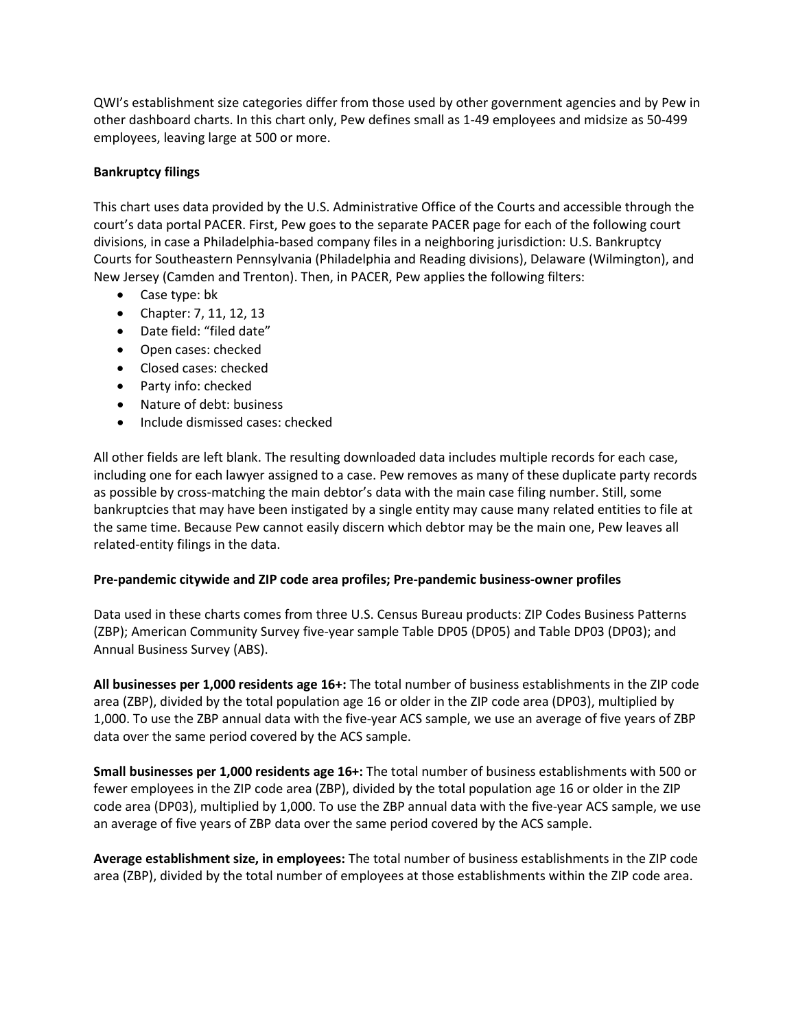QWI's establishment size categories differ from those used by other government agencies and by Pew in other dashboard charts. In this chart only, Pew defines small as 1-49 employees and midsize as 50-499 employees, leaving large at 500 or more.

**Bankruptcy filings**

This chart uses data provided by the U.S. Administrative Office of the Courts and accessible through the court's data portal PACER. First, Pew goes to the separate PACER page for each of the following court divisions, in case a Philadelphia-based company files in a neighboring jurisdiction: U.S. Bankruptcy Courts for Southeastern Pennsylvania (Philadelphia and Reading divisions), Delaware (Wilmington), and New Jersey (Camden and Trenton). Then, in PACER, Pew applies the following filters:

- Case type: bk
- Chapter: 7, 11, 12, 13
- Date field: "filed date"
- Open cases: checked
- Closed cases: checked
- Party info: checked
- Nature of debt: business
- Include dismissed cases: checked

All other fields are left blank. The resulting downloaded data includes multiple records for each case, including one for each lawyer assigned to a case. Pew removes as many of these duplicate party records as possible by cross-matching the main debtor's data with the main case filing number. Still, some bankruptcies that may have been instigated by a single entity may cause many related entities to file at the same time. Because Pew cannot easily discern which debtor may be the main one, Pew leaves all related-entity filings in the data.

**Pre-pandemic citywide and ZIP code area profiles; Pre-pandemic business-owner profiles**

Data used in these charts comes from three U.S. Census Bureau products: ZIP Codes Business Patterns (ZBP); American Community Survey five-year sample Table DP05 (DP05) and Table DP03 (DP03); and Annual Business Survey (ABS).

**All businesses per 1,000 residents age 16+:** The total number of business establishments in the ZIP code area (ZBP), divided by the total population age 16 or older in the ZIP code area (DP03), multiplied by 1,000. To use the ZBP annual data with the five-year ACS sample, we use an average of five years of ZBP data over the same period covered by the ACS sample.

**Small businesses per 1,000 residents age 16+:** The total number of business establishments with 500 or fewer employees in the ZIP code area (ZBP), divided by the total population age 16 or older in the ZIP code area (DP03), multiplied by 1,000. To use the ZBP annual data with the five-year ACS sample, we use an average of five years of ZBP data over the same period covered by the ACS sample.

**Average establishment size, in employees:** The total number of business establishments in the ZIP code area (ZBP), divided by the total number of employees at those establishments within the ZIP code area.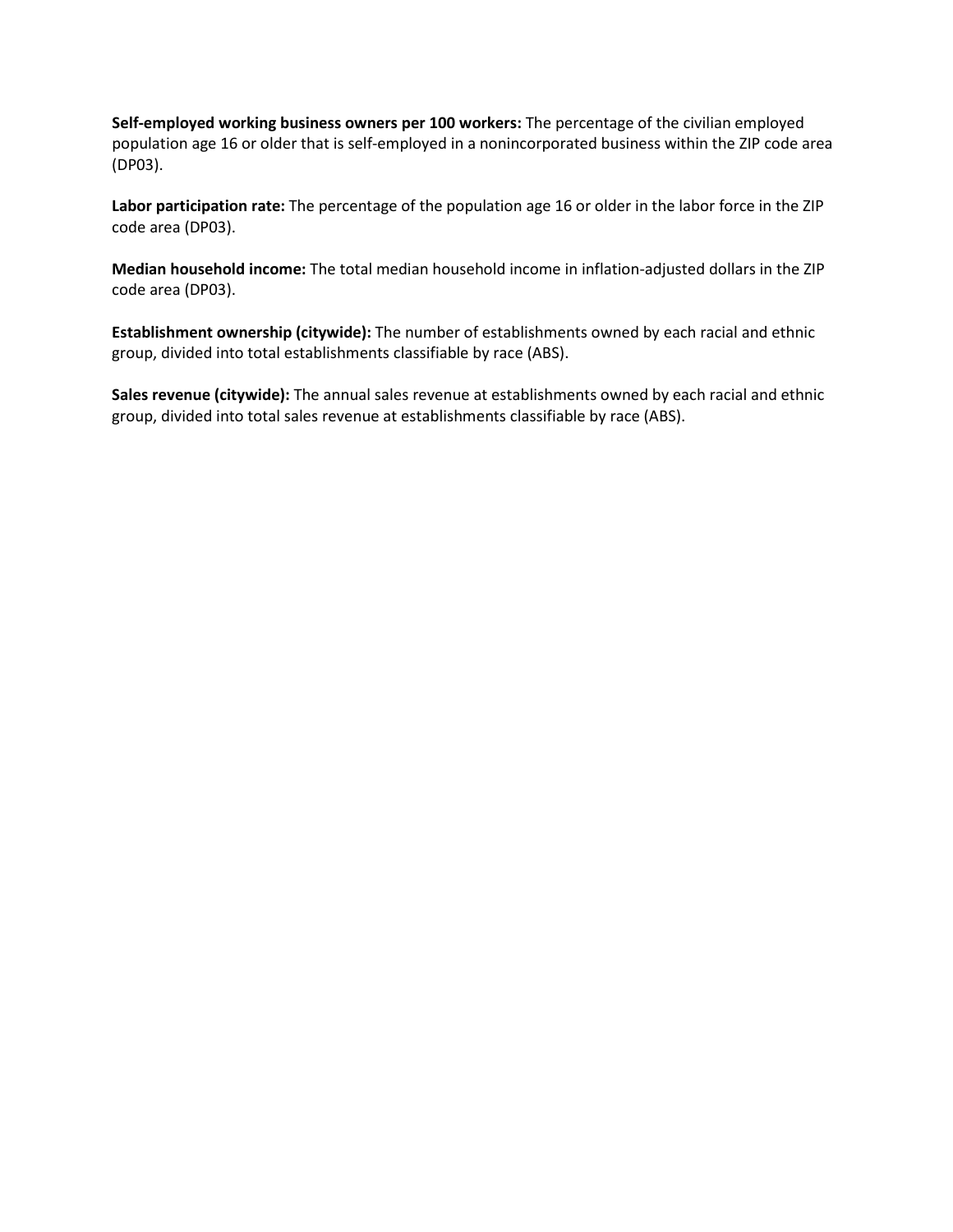**Self-employed working business owners per 100 workers:** The percentage of the civilian employed population age 16 or older that is self-employed in a nonincorporated business within the ZIP code area (DP03).

**Labor participation rate:** The percentage of the population age 16 or older in the labor force in the ZIP code area (DP03).

**Median household income:** The total median household income in inflation-adjusted dollars in the ZIP code area (DP03).

**Establishment ownership (citywide):** The number of establishments owned by each racial and ethnic group, divided into total establishments classifiable by race (ABS).

**Sales revenue (citywide):** The annual sales revenue at establishments owned by each racial and ethnic group, divided into total sales revenue at establishments classifiable by race (ABS).